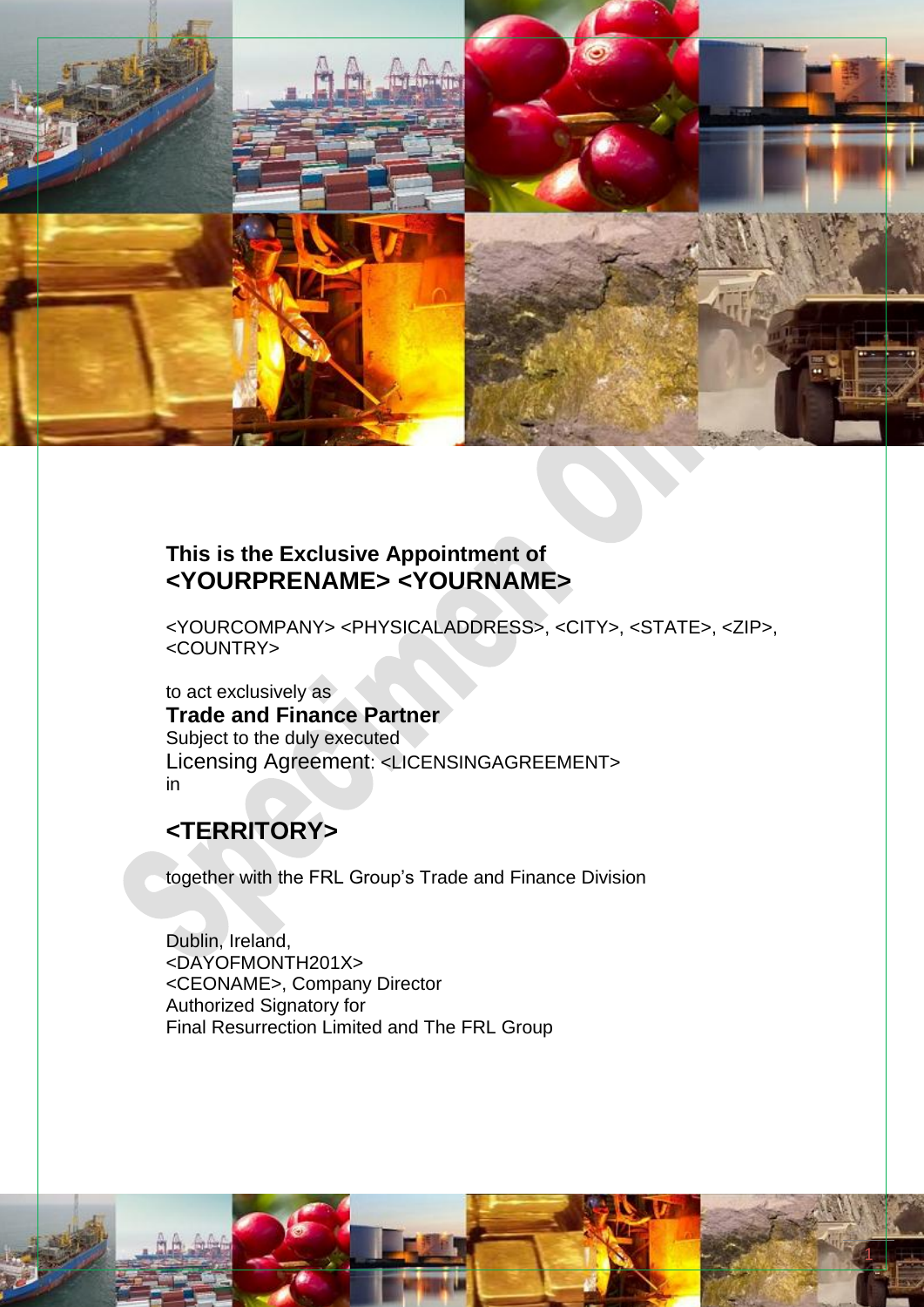**This is the Exclusive Appointment of**
## <YOURPRENAME> <YOURNAME>

<YOURCOMPANY> <PHYSICALADDRESS>, <CITY>, <STATE>, <ZIP>, <COUNTRY>

to act exclusively as
**Trade and Finance Partner**
Subject to the duly executed
Licensing Agreement: <LICENSINGAGREEMENT>
in

## <TERRITORY>

together with the FRL Group's Trade and Finance Division

Dublin, Ireland,
<DAYOFMONTH201X>
<CEONAME>, Company Director
Authorized Signatory for
Final Resurrection Limited and The FRL Group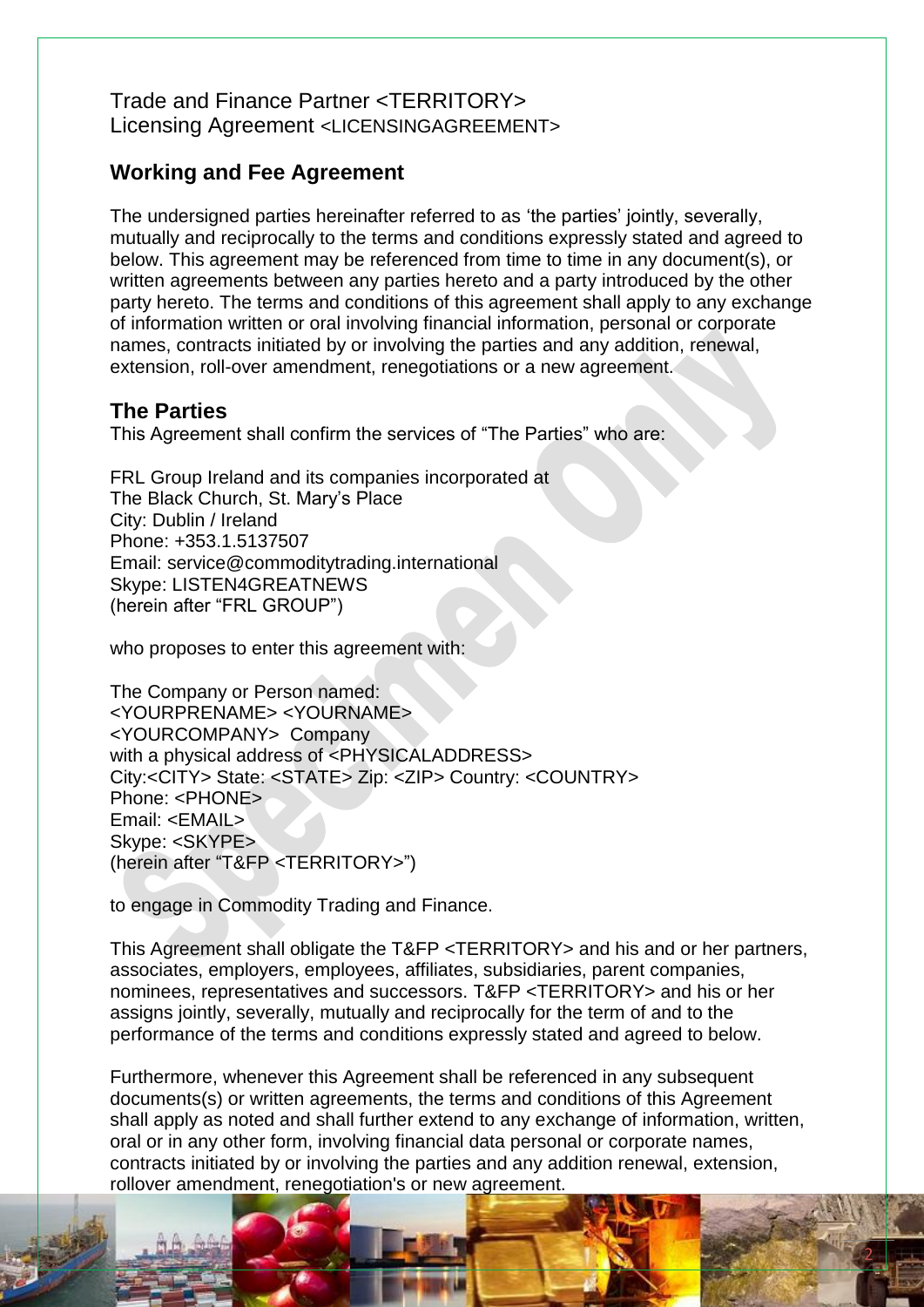Trade and Finance Partner <TERRITORY>
Licensing Agreement <LICENSINGAGREEMENT>

## Working and Fee Agreement

The undersigned parties hereinafter referred to as 'the parties' jointly, severally, mutually and reciprocally to the terms and conditions expressly stated and agreed to below. This agreement may be referenced from time to time in any document(s), or written agreements between any parties hereto and a party introduced by the other party hereto. The terms and conditions of this agreement shall apply to any exchange of information written or oral involving financial information, personal or corporate names, contracts initiated by or involving the parties and any addition, renewal, extension, roll-over amendment, renegotiations or a new agreement.

## The Parties

This Agreement shall confirm the services of "The Parties" who are:

FRL Group Ireland and its companies incorporated at
The Black Church, St. Mary's Place
City: Dublin / Ireland
Phone: +353.1.5137507
Email: service@commoditytrading.international
Skype: LISTEN4GREATNEWS
(herein after "FRL GROUP")

who proposes to enter this agreement with:

The Company or Person named:
<YOURPRENAME> <YOURNAME>
<YOURCOMPANY> Company
with a physical address of <PHYSICALADDRESS>
City:<CITY> State: <STATE> Zip: <ZIP> Country: <COUNTRY>
Phone: <PHONE>
Email: <EMAIL>
Skype: <SKYPE>
(herein after "T&FP <TERRITORY>")

to engage in Commodity Trading and Finance.

This Agreement shall obligate the T&FP <TERRITORY> and his and or her partners, associates, employers, employees, affiliates, subsidiaries, parent companies, nominees, representatives and successors. T&FP <TERRITORY> and his or her assigns jointly, severally, mutually and reciprocally for the term of and to the performance of the terms and conditions expressly stated and agreed to below.

Furthermore, whenever this Agreement shall be referenced in any subsequent documents(s) or written agreements, the terms and conditions of this Agreement shall apply as noted and shall further extend to any exchange of information, written, oral or in any other form, involving financial data personal or corporate names, contracts initiated by or involving the parties and any addition renewal, extension, rollover amendment, renegotiation's or new agreement.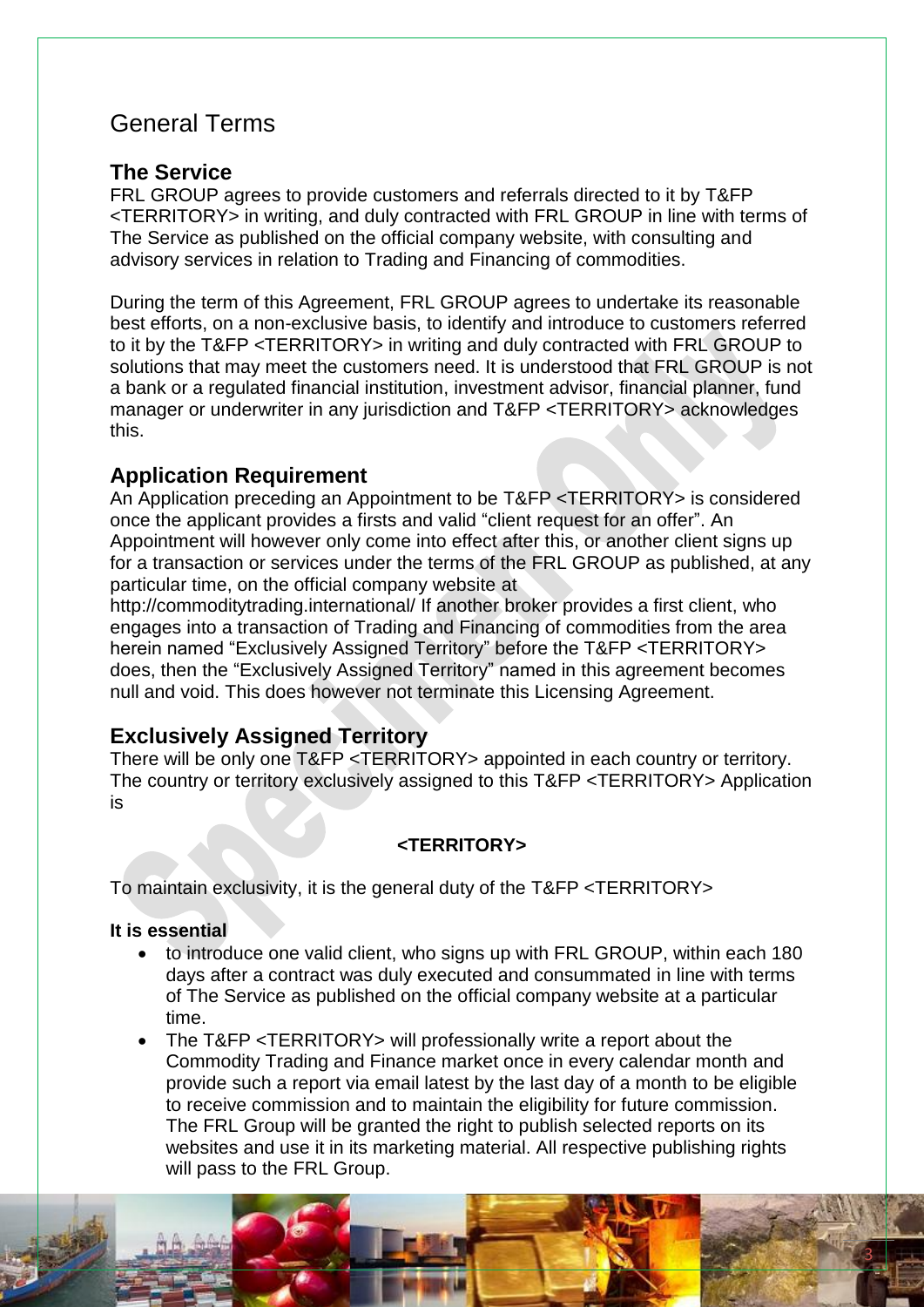# General Terms

## The Service

FRL GROUP agrees to provide customers and referrals directed to it by T&FP <TERRITORY> in writing, and duly contracted with FRL GROUP in line with terms of The Service as published on the official company website, with consulting and advisory services in relation to Trading and Financing of commodities.

During the term of this Agreement, FRL GROUP agrees to undertake its reasonable best efforts, on a non-exclusive basis, to identify and introduce to customers referred to it by the T&FP <TERRITORY> in writing and duly contracted with FRL GROUP to solutions that may meet the customers need. It is understood that FRL GROUP is not a bank or a regulated financial institution, investment advisor, financial planner, fund manager or underwriter in any jurisdiction and T&FP <TERRITORY> acknowledges this.

## Application Requirement

An Application preceding an Appointment to be T&FP <TERRITORY> is considered once the applicant provides a firsts and valid "client request for an offer". An Appointment will however only come into effect after this, or another client signs up for a transaction or services under the terms of the FRL GROUP as published, at any particular time, on the official company website at http://commoditytrading.international/ If another broker provides a first client, who engages into a transaction of Trading and Financing of commodities from the area herein named "Exclusively Assigned Territory" before the T&FP <TERRITORY> does, then the "Exclusively Assigned Territory" named in this agreement becomes null and void. This does however not terminate this Licensing Agreement.

## Exclusively Assigned Territory

There will be only one T&FP <TERRITORY> appointed in each country or territory. The country or territory exclusively assigned to this T&FP <TERRITORY> Application is

**<TERRITORY>**

To maintain exclusivity, it is the general duty of the T&FP <TERRITORY>

**It is essential**

- to introduce one valid client, who signs up with FRL GROUP, within each 180 days after a contract was duly executed and consummated in line with terms of The Service as published on the official company website at a particular time.
- The T&FP <TERRITORY> will professionally write a report about the Commodity Trading and Finance market once in every calendar month and provide such a report via email latest by the last day of a month to be eligible to receive commission and to maintain the eligibility for future commission. The FRL Group will be granted the right to publish selected reports on its websites and use it in its marketing material. All respective publishing rights will pass to the FRL Group.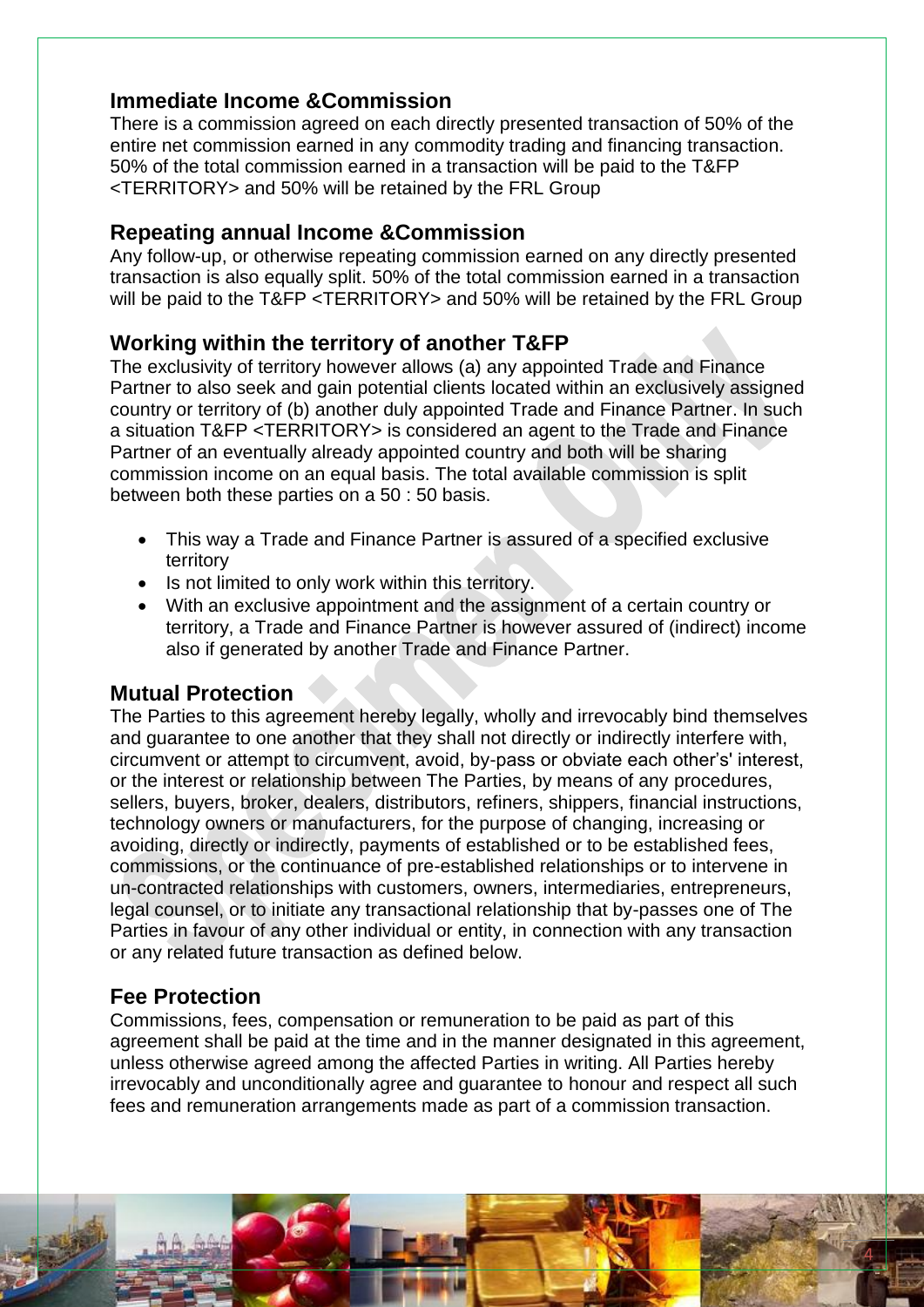## Immediate Income &Commission

There is a commission agreed on each directly presented transaction of 50% of the entire net commission earned in any commodity trading and financing transaction. 50% of the total commission earned in a transaction will be paid to the T&FP <TERRITORY> and 50% will be retained by the FRL Group

## Repeating annual Income &Commission

Any follow-up, or otherwise repeating commission earned on any directly presented transaction is also equally split. 50% of the total commission earned in a transaction will be paid to the T&FP <TERRITORY> and 50% will be retained by the FRL Group

## Working within the territory of another T&FP

The exclusivity of territory however allows (a) any appointed Trade and Finance Partner to also seek and gain potential clients located within an exclusively assigned country or territory of (b) another duly appointed Trade and Finance Partner. In such a situation T&FP <TERRITORY> is considered an agent to the Trade and Finance Partner of an eventually already appointed country and both will be sharing commission income on an equal basis. The total available commission is split between both these parties on a 50 : 50 basis.

- This way a Trade and Finance Partner is assured of a specified exclusive territory
- Is not limited to only work within this territory.
- With an exclusive appointment and the assignment of a certain country or territory, a Trade and Finance Partner is however assured of (indirect) income also if generated by another Trade and Finance Partner.

## Mutual Protection

The Parties to this agreement hereby legally, wholly and irrevocably bind themselves and guarantee to one another that they shall not directly or indirectly interfere with, circumvent or attempt to circumvent, avoid, by-pass or obviate each other's' interest, or the interest or relationship between The Parties, by means of any procedures, sellers, buyers, broker, dealers, distributors, refiners, shippers, financial instructions, technology owners or manufacturers, for the purpose of changing, increasing or avoiding, directly or indirectly, payments of established or to be established fees, commissions, or the continuance of pre-established relationships or to intervene in un-contracted relationships with customers, owners, intermediaries, entrepreneurs, legal counsel, or to initiate any transactional relationship that by-passes one of The Parties in favour of any other individual or entity, in connection with any transaction or any related future transaction as defined below.

## Fee Protection

Commissions, fees, compensation or remuneration to be paid as part of this agreement shall be paid at the time and in the manner designated in this agreement, unless otherwise agreed among the affected Parties in writing. All Parties hereby irrevocably and unconditionally agree and guarantee to honour and respect all such fees and remuneration arrangements made as part of a commission transaction.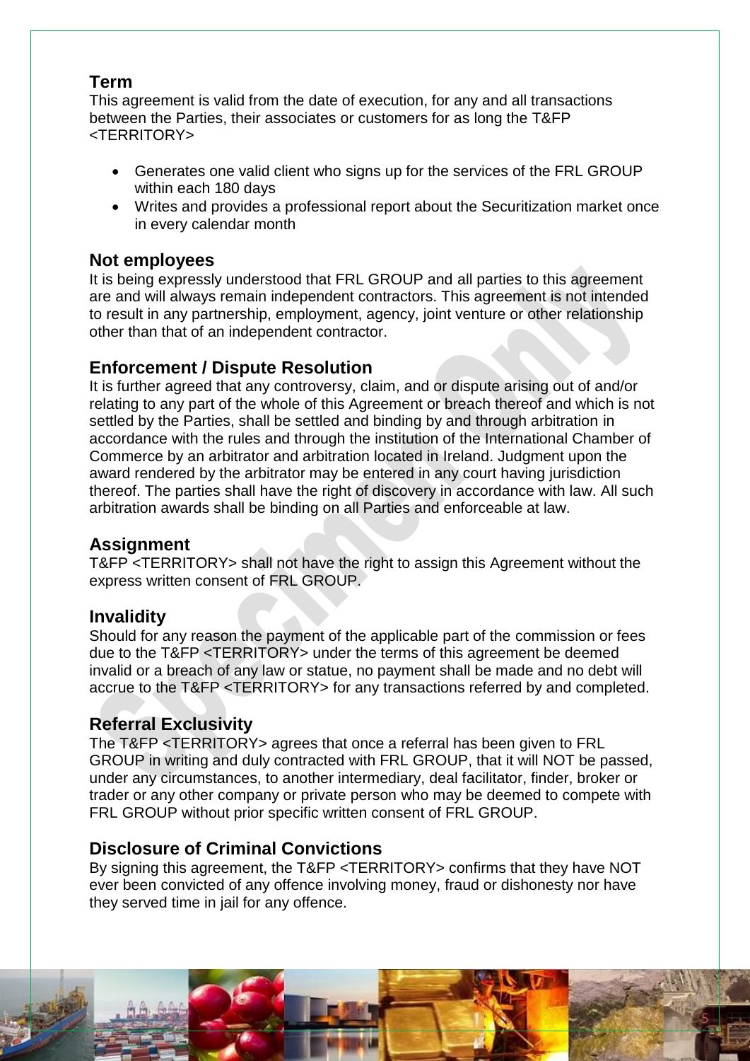## Term

This agreement is valid from the date of execution, for any and all transactions between the Parties, their associates or customers for as long the T&FP <TERRITORY>

- Generates one valid client who signs up for the services of the FRL GROUP within each 180 days
- Writes and provides a professional report about the Securitization market once in every calendar month

## Not employees

It is being expressly understood that FRL GROUP and all parties to this agreement are and will always remain independent contractors. This agreement is not intended to result in any partnership, employment, agency, joint venture or other relationship other than that of an independent contractor.

## Enforcement / Dispute Resolution

It is further agreed that any controversy, claim, and or dispute arising out of and/or relating to any part of the whole of this Agreement or breach thereof and which is not settled by the Parties, shall be settled and binding by and through arbitration in accordance with the rules and through the institution of the International Chamber of Commerce by an arbitrator and arbitration located in Ireland. Judgment upon the award rendered by the arbitrator may be entered in any court having jurisdiction thereof. The parties shall have the right of discovery in accordance with law. All such arbitration awards shall be binding on all Parties and enforceable at law.

## Assignment

T&FP <TERRITORY> shall not have the right to assign this Agreement without the express written consent of FRL GROUP.

## Invalidity

Should for any reason the payment of the applicable part of the commission or fees due to the T&FP <TERRITORY> under the terms of this agreement be deemed invalid or a breach of any law or statue, no payment shall be made and no debt will accrue to the T&FP <TERRITORY> for any transactions referred by and completed.

## Referral Exclusivity

The T&FP <TERRITORY> agrees that once a referral has been given to FRL GROUP in writing and duly contracted with FRL GROUP, that it will NOT be passed, under any circumstances, to another intermediary, deal facilitator, finder, broker or trader or any other company or private person who may be deemed to compete with FRL GROUP without prior specific written consent of FRL GROUP.

## Disclosure of Criminal Convictions

By signing this agreement, the T&FP <TERRITORY> confirms that they have NOT ever been convicted of any offence involving money, fraud or dishonesty nor have they served time in jail for any offence.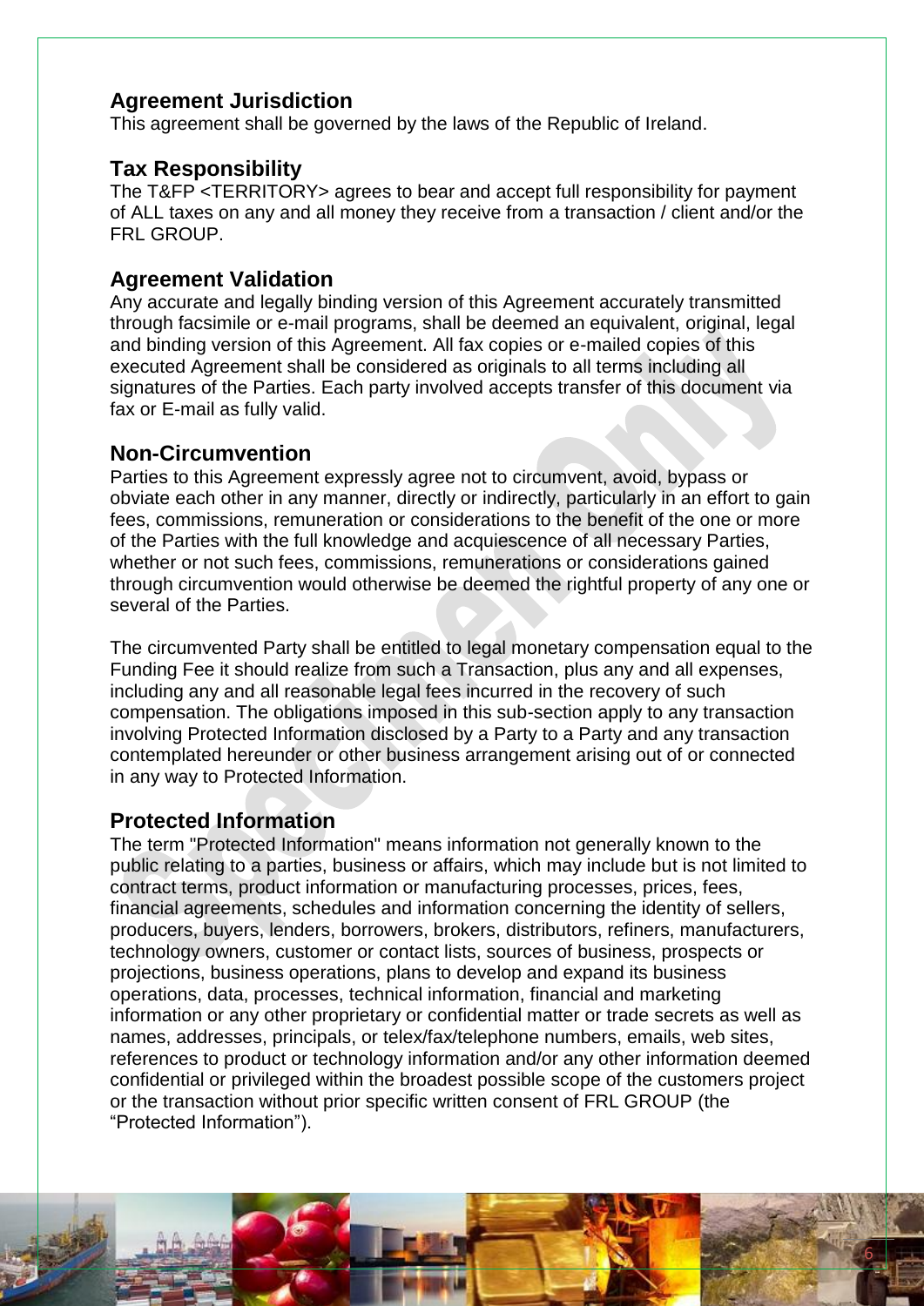## Agreement Jurisdiction

This agreement shall be governed by the laws of the Republic of Ireland.

## Tax Responsibility

The T&FP <TERRITORY> agrees to bear and accept full responsibility for payment of ALL taxes on any and all money they receive from a transaction / client and/or the FRL GROUP.

## Agreement Validation

Any accurate and legally binding version of this Agreement accurately transmitted through facsimile or e-mail programs, shall be deemed an equivalent, original, legal and binding version of this Agreement. All fax copies or e-mailed copies of this executed Agreement shall be considered as originals to all terms including all signatures of the Parties. Each party involved accepts transfer of this document via fax or E-mail as fully valid.

## Non-Circumvention

Parties to this Agreement expressly agree not to circumvent, avoid, bypass or obviate each other in any manner, directly or indirectly, particularly in an effort to gain fees, commissions, remuneration or considerations to the benefit of the one or more of the Parties with the full knowledge and acquiescence of all necessary Parties, whether or not such fees, commissions, remunerations or considerations gained through circumvention would otherwise be deemed the rightful property of any one or several of the Parties.

The circumvented Party shall be entitled to legal monetary compensation equal to the Funding Fee it should realize from such a Transaction, plus any and all expenses, including any and all reasonable legal fees incurred in the recovery of such compensation. The obligations imposed in this sub-section apply to any transaction involving Protected Information disclosed by a Party to a Party and any transaction contemplated hereunder or other business arrangement arising out of or connected in any way to Protected Information.

## Protected Information

The term "Protected Information" means information not generally known to the public relating to a parties, business or affairs, which may include but is not limited to contract terms, product information or manufacturing processes, prices, fees, financial agreements, schedules and information concerning the identity of sellers, producers, buyers, lenders, borrowers, brokers, distributors, refiners, manufacturers, technology owners, customer or contact lists, sources of business, prospects or projections, business operations, plans to develop and expand its business operations, data, processes, technical information, financial and marketing information or any other proprietary or confidential matter or trade secrets as well as names, addresses, principals, or telex/fax/telephone numbers, emails, web sites, references to product or technology information and/or any other information deemed confidential or privileged within the broadest possible scope of the customers project or the transaction without prior specific written consent of FRL GROUP (the "Protected Information").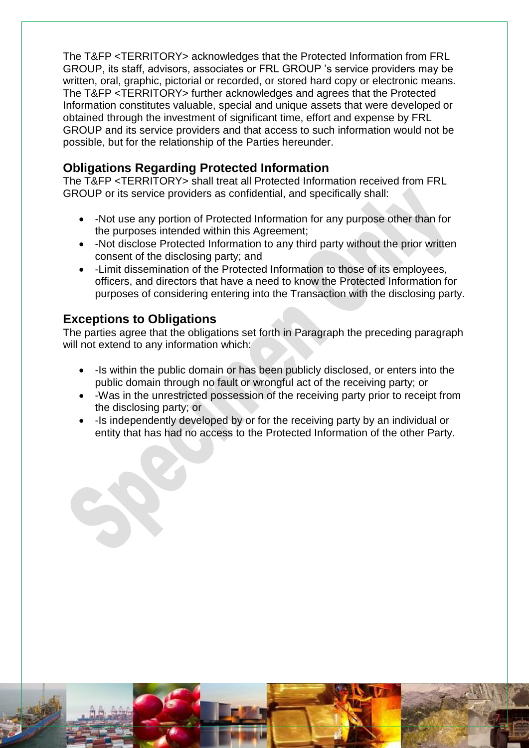The T&FP <TERRITORY> acknowledges that the Protected Information from FRL GROUP, its staff, advisors, associates or FRL GROUP 's service providers may be written, oral, graphic, pictorial or recorded, or stored hard copy or electronic means. The T&FP <TERRITORY> further acknowledges and agrees that the Protected Information constitutes valuable, special and unique assets that were developed or obtained through the investment of significant time, effort and expense by FRL GROUP and its service providers and that access to such information would not be possible, but for the relationship of the Parties hereunder.

## Obligations Regarding Protected Information

The T&FP <TERRITORY> shall treat all Protected Information received from FRL GROUP or its service providers as confidential, and specifically shall:

- -Not use any portion of Protected Information for any purpose other than for the purposes intended within this Agreement;
- -Not disclose Protected Information to any third party without the prior written consent of the disclosing party; and
- -Limit dissemination of the Protected Information to those of its employees, officers, and directors that have a need to know the Protected Information for purposes of considering entering into the Transaction with the disclosing party.

## Exceptions to Obligations

The parties agree that the obligations set forth in Paragraph the preceding paragraph will not extend to any information which:

- -Is within the public domain or has been publicly disclosed, or enters into the public domain through no fault or wrongful act of the receiving party; or
- -Was in the unrestricted possession of the receiving party prior to receipt from the disclosing party; or
- -Is independently developed by or for the receiving party by an individual or entity that has had no access to the Protected Information of the other Party.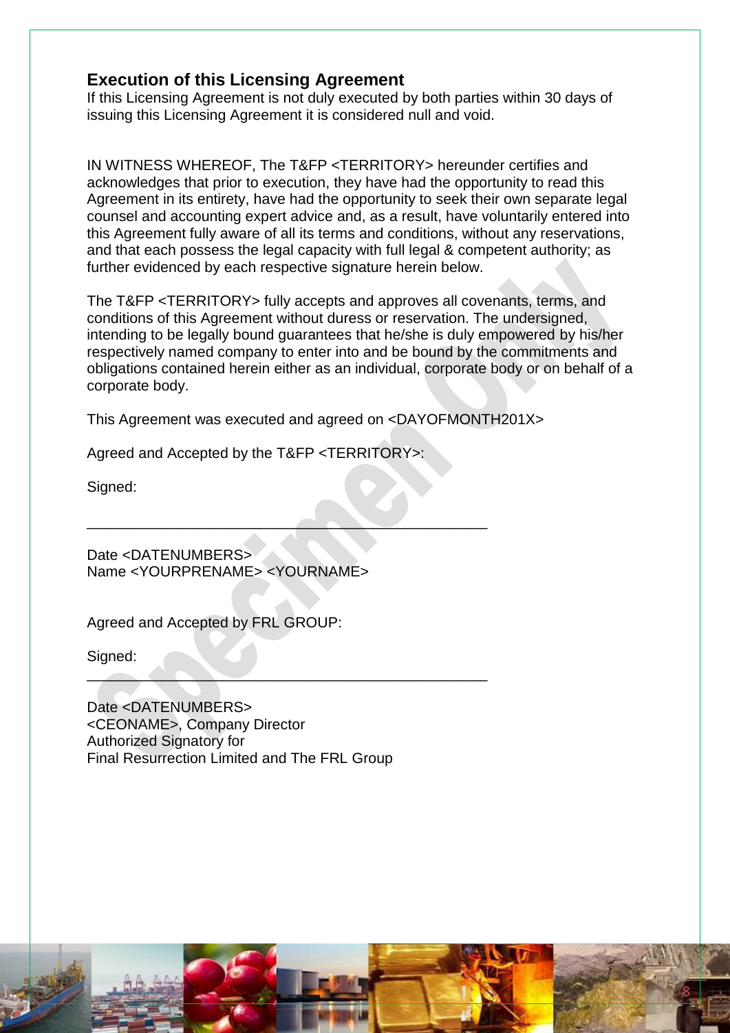## Execution of this Licensing Agreement

If this Licensing Agreement is not duly executed by both parties within 30 days of issuing this Licensing Agreement it is considered null and void.

IN WITNESS WHEREOF, The T&FP <TERRITORY> hereunder certifies and acknowledges that prior to execution, they have had the opportunity to read this Agreement in its entirety, have had the opportunity to seek their own separate legal counsel and accounting expert advice and, as a result, have voluntarily entered into this Agreement fully aware of all its terms and conditions, without any reservations, and that each possess the legal capacity with full legal & competent authority; as further evidenced by each respective signature herein below.

The T&FP <TERRITORY> fully accepts and approves all covenants, terms, and conditions of this Agreement without duress or reservation. The undersigned, intending to be legally bound guarantees that he/she is duly empowered by his/her respectively named company to enter into and be bound by the commitments and obligations contained herein either as an individual, corporate body or on behalf of a corporate body.

This Agreement was executed and agreed on <DAYOFMONTH201X>

Agreed and Accepted by the T&FP <TERRITORY>:

Signed:

_______________________________________________

Date <DATENUMBERS>
Name <YOURPRENAME> <YOURNAME>

Agreed and Accepted by FRL GROUP:

Signed:
_______________________________________________

Date <DATENUMBERS>
<CEONAME>, Company Director
Authorized Signatory for
Final Resurrection Limited and The FRL Group